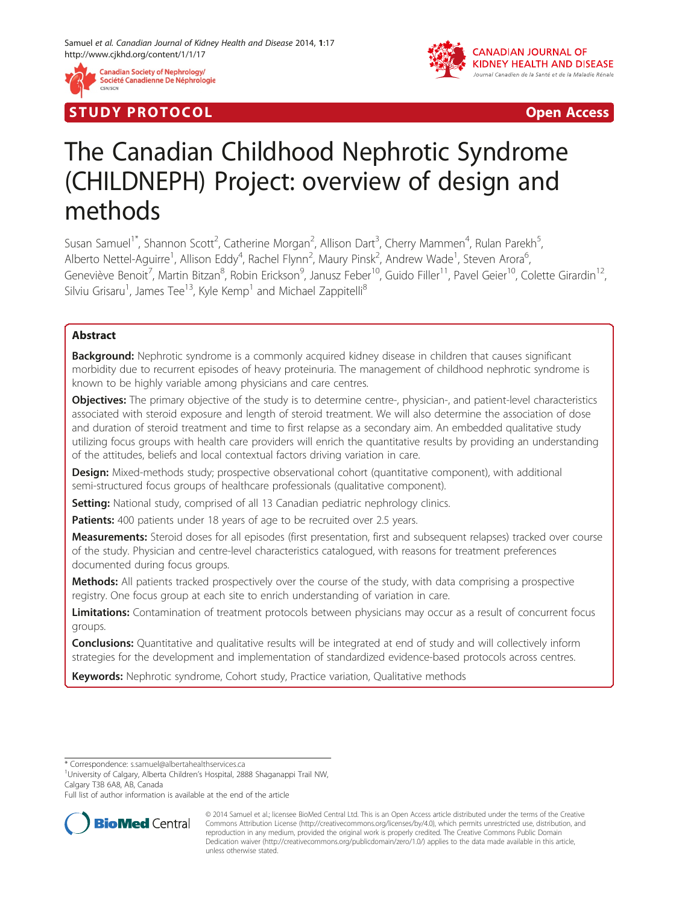STUDY PROTOCOL

Open Access

# The Canadian Childhood Nephrotic Syndrome (CHILDNEPH) Project: overview of design and methods

Susan Samuel[1*], Shannon Scott[2], Catherine Morgan[2], Allison Dart[3], Cherry Mammen[4], Rulan Parekh[5], Alberto Nettel-Aguirre[1], Allison Eddy[4], Rachel Flynn[2], Maury Pinsk[2], Andrew Wade[1], Steven Arora[6], Geneviève Benoit[7], Martin Bitzan[8], Robin Erickson[9], Janusz Feber[10], Guido Filler[11], Pavel Geier[10], Colette Girardin[12], Silviu Grisaru[1], James Tee[13], Kyle Kemp[1] and Michael Zappitelli[8]

## Abstract

**Background:** Nephrotic syndrome is a commonly acquired kidney disease in children that causes significant morbidity due to recurrent episodes of heavy proteinuria. The management of childhood nephrotic syndrome is known to be highly variable among physicians and care centres.

**Objectives:** The primary objective of the study is to determine centre-, physician-, and patient-level characteristics associated with steroid exposure and length of steroid treatment. We will also determine the association of dose and duration of steroid treatment and time to first relapse as a secondary aim. An embedded qualitative study utilizing focus groups with health care providers will enrich the quantitative results by providing an understanding of the attitudes, beliefs and local contextual factors driving variation in care.

**Design:** Mixed-methods study; prospective observational cohort (quantitative component), with additional semi-structured focus groups of healthcare professionals (qualitative component).

**Setting:** National study, comprised of all 13 Canadian pediatric nephrology clinics.

**Patients:** 400 patients under 18 years of age to be recruited over 2.5 years.

**Measurements:** Steroid doses for all episodes (first presentation, first and subsequent relapses) tracked over course of the study. Physician and centre-level characteristics catalogued, with reasons for treatment preferences documented during focus groups.

**Methods:** All patients tracked prospectively over the course of the study, with data comprising a prospective registry. One focus group at each site to enrich understanding of variation in care.

**Limitations:** Contamination of treatment protocols between physicians may occur as a result of concurrent focus groups.

**Conclusions:** Quantitative and qualitative results will be integrated at end of study and will collectively inform strategies for the development and implementation of standardized evidence-based protocols across centres.

**Keywords:** Nephrotic syndrome, Cohort study, Practice variation, Qualitative methods

\* Correspondence: s.samuel@albertahealthservices.ca

[1]University of Calgary, Alberta Children's Hospital, 2888 Shaganappi Trail NW, Calgary T3B 6A8, AB, Canada

Full list of author information is available at the end of the article

© 2014 Samuel et al.; licensee BioMed Central Ltd. This is an Open Access article distributed under the terms of the Creative Commons Attribution License (http://creativecommons.org/licenses/by/4.0), which permits unrestricted use, distribution, and reproduction in any medium, provided the original work is properly credited. The Creative Commons Public Domain Dedication waiver (http://creativecommons.org/publicdomain/zero/1.0/) applies to the data made available in this article, unless otherwise stated.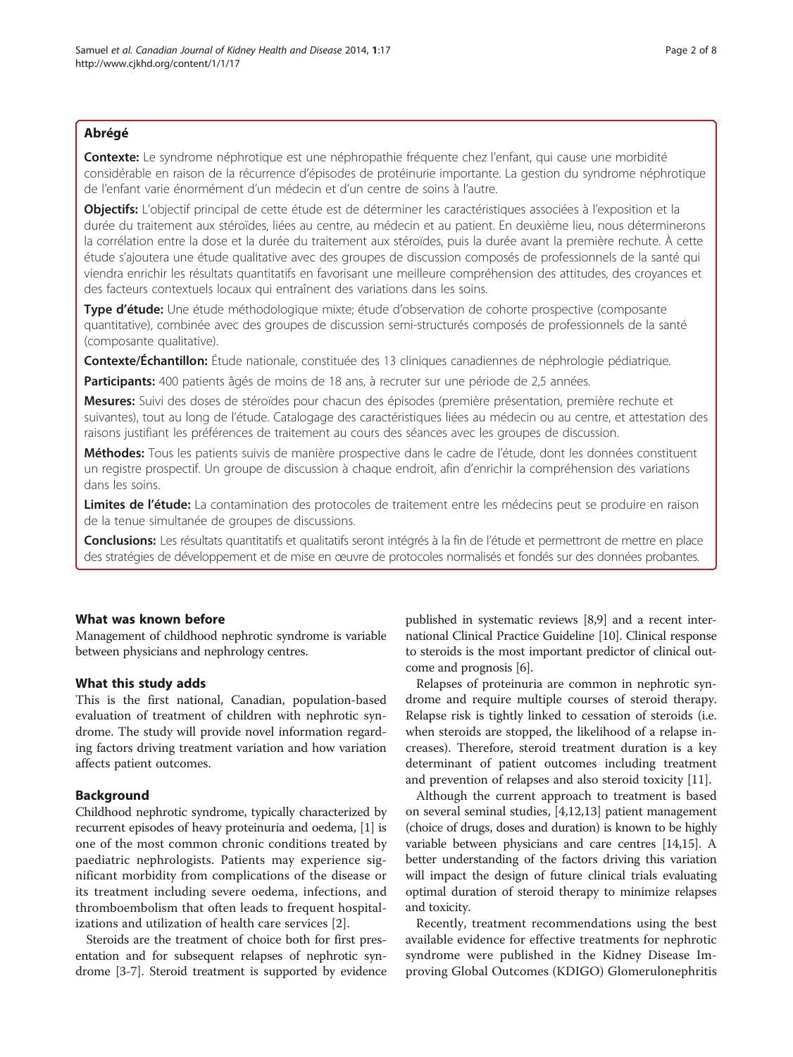## Abrégé

**Contexte:** Le syndrome néphrotique est une néphropathie fréquente chez l'enfant, qui cause une morbidité considérable en raison de la récurrence d'épisodes de protéinurie importante. La gestion du syndrome néphrotique de l'enfant varie énormément d'un médecin et d'un centre de soins à l'autre.

**Objectifs:** L'objectif principal de cette étude est de déterminer les caractéristiques associées à l'exposition et la durée du traitement aux stéroïdes, liées au centre, au médecin et au patient. En deuxième lieu, nous déterminerons la corrélation entre la dose et la durée du traitement aux stéroïdes, puis la durée avant la première rechute. À cette étude s'ajoutera une étude qualitative avec des groupes de discussion composés de professionnels de la santé qui viendra enrichir les résultats quantitatifs en favorisant une meilleure compréhension des attitudes, des croyances et des facteurs contextuels locaux qui entraînent des variations dans les soins.

**Type d'étude:** Une étude méthodologique mixte; étude d'observation de cohorte prospective (composante quantitative), combinée avec des groupes de discussion semi-structurés composés de professionnels de la santé (composante qualitative).

**Contexte/Échantillon:** Étude nationale, constituée des 13 cliniques canadiennes de néphrologie pédiatrique.

**Participants:** 400 patients âgés de moins de 18 ans, à recruter sur une période de 2,5 années.

**Mesures:** Suivi des doses de stéroïdes pour chacun des épisodes (première présentation, première rechute et suivantes), tout au long de l'étude. Catalogage des caractéristiques liées au médecin ou au centre, et attestation des raisons justifiant les préférences de traitement au cours des séances avec les groupes de discussion.

**Méthodes:** Tous les patients suivis de manière prospective dans le cadre de l'étude, dont les données constituent un registre prospectif. Un groupe de discussion à chaque endroit, afin d'enrichir la compréhension des variations dans les soins.

**Limites de l'étude:** La contamination des protocoles de traitement entre les médecins peut se produire en raison de la tenue simultanée de groupes de discussions.

**Conclusions:** Les résultats quantitatifs et qualitatifs seront intégrés à la fin de l'étude et permettront de mettre en place des stratégies de développement et de mise en œuvre de protocoles normalisés et fondés sur des données probantes.

### What was known before

Management of childhood nephrotic syndrome is variable between physicians and nephrology centres.

### What this study adds

This is the first national, Canadian, population-based evaluation of treatment of children with nephrotic syndrome. The study will provide novel information regarding factors driving treatment variation and how variation affects patient outcomes.

## Background

Childhood nephrotic syndrome, typically characterized by recurrent episodes of heavy proteinuria and oedema, [1] is one of the most common chronic conditions treated by paediatric nephrologists. Patients may experience significant morbidity from complications of the disease or its treatment including severe oedema, infections, and thromboembolism that often leads to frequent hospitalizations and utilization of health care services [2].

Steroids are the treatment of choice both for first presentation and for subsequent relapses of nephrotic syndrome [3-7]. Steroid treatment is supported by evidence published in systematic reviews [8,9] and a recent international Clinical Practice Guideline [10]. Clinical response to steroids is the most important predictor of clinical outcome and prognosis [6].

Relapses of proteinuria are common in nephrotic syndrome and require multiple courses of steroid therapy. Relapse risk is tightly linked to cessation of steroids (i.e. when steroids are stopped, the likelihood of a relapse increases). Therefore, steroid treatment duration is a key determinant of patient outcomes including treatment and prevention of relapses and also steroid toxicity [11].

Although the current approach to treatment is based on several seminal studies, [4,12,13] patient management (choice of drugs, doses and duration) is known to be highly variable between physicians and care centres [14,15]. A better understanding of the factors driving this variation will impact the design of future clinical trials evaluating optimal duration of steroid therapy to minimize relapses and toxicity.

Recently, treatment recommendations using the best available evidence for effective treatments for nephrotic syndrome were published in the Kidney Disease Improving Global Outcomes (KDIGO) Glomerulonephritis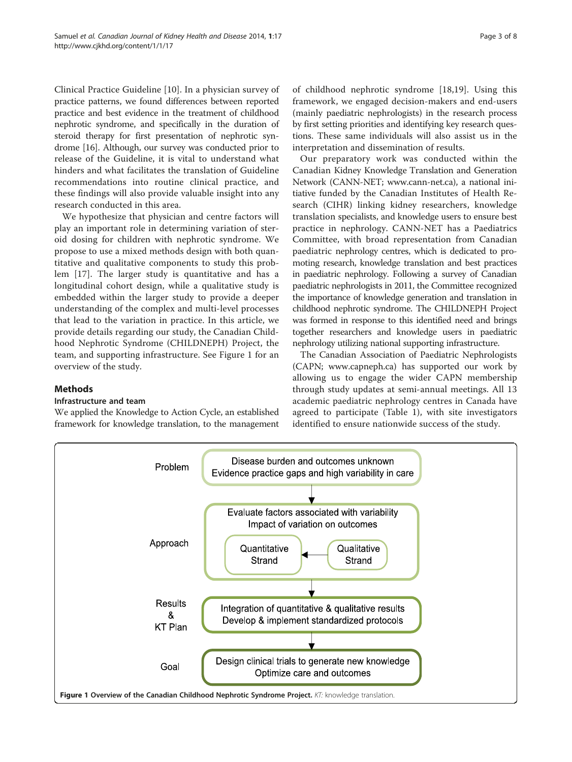Clinical Practice Guideline [10]. In a physician survey of practice patterns, we found differences between reported practice and best evidence in the treatment of childhood nephrotic syndrome, and specifically in the duration of steroid therapy for first presentation of nephrotic syndrome [16]. Although, our survey was conducted prior to release of the Guideline, it is vital to understand what hinders and what facilitates the translation of Guideline recommendations into routine clinical practice, and these findings will also provide valuable insight into any research conducted in this area.

We hypothesize that physician and centre factors will play an important role in determining variation of steroid dosing for children with nephrotic syndrome. We propose to use a mixed methods design with both quantitative and qualitative components to study this problem [17]. The larger study is quantitative and has a longitudinal cohort design, while a qualitative study is embedded within the larger study to provide a deeper understanding of the complex and multi-level processes that lead to the variation in practice. In this article, we provide details regarding our study, the Canadian Childhood Nephrotic Syndrome (CHILDNEPH) Project, the team, and supporting infrastructure. See Figure 1 for an overview of the study.

## Methods

### Infrastructure and team

We applied the Knowledge to Action Cycle, an established framework for knowledge translation, to the management of childhood nephrotic syndrome [18,19]. Using this framework, we engaged decision-makers and end-users (mainly paediatric nephrologists) in the research process by first setting priorities and identifying key research questions. These same individuals will also assist us in the interpretation and dissemination of results.

Our preparatory work was conducted within the Canadian Kidney Knowledge Translation and Generation Network (CANN-NET; www.cann-net.ca), a national initiative funded by the Canadian Institutes of Health Research (CIHR) linking kidney researchers, knowledge translation specialists, and knowledge users to ensure best practice in nephrology. CANN-NET has a Paediatrics Committee, with broad representation from Canadian paediatric nephrology centres, which is dedicated to promoting research, knowledge translation and best practices in paediatric nephrology. Following a survey of Canadian paediatric nephrologists in 2011, the Committee recognized the importance of knowledge generation and translation in childhood nephrotic syndrome. The CHILDNEPH Project was formed in response to this identified need and brings together researchers and knowledge users in paediatric nephrology utilizing national supporting infrastructure.

The Canadian Association of Paediatric Nephrologists (CAPN; www.capneph.ca) has supported our work by allowing us to engage the wider CAPN membership through study updates at semi-annual meetings. All 13 academic paediatric nephrology centres in Canada have agreed to participate (Table 1), with site investigators identified to ensure nationwide success of the study.

Problem

Disease burden and outcomes unknown
Evidence practice gaps and high variability in care

Approach

Evaluate factors associated with variability
Impact of variation on outcomes

Quantitative Strand

Qualitative Strand

Results & KT Plan

Integration of quantitative & qualitative results
Develop & implement standardized protocols

Goal

Design clinical trials to generate new knowledge
Optimize care and outcomes

**Figure 1 Overview of the Canadian Childhood Nephrotic Syndrome Project.** *KT:* knowledge translation.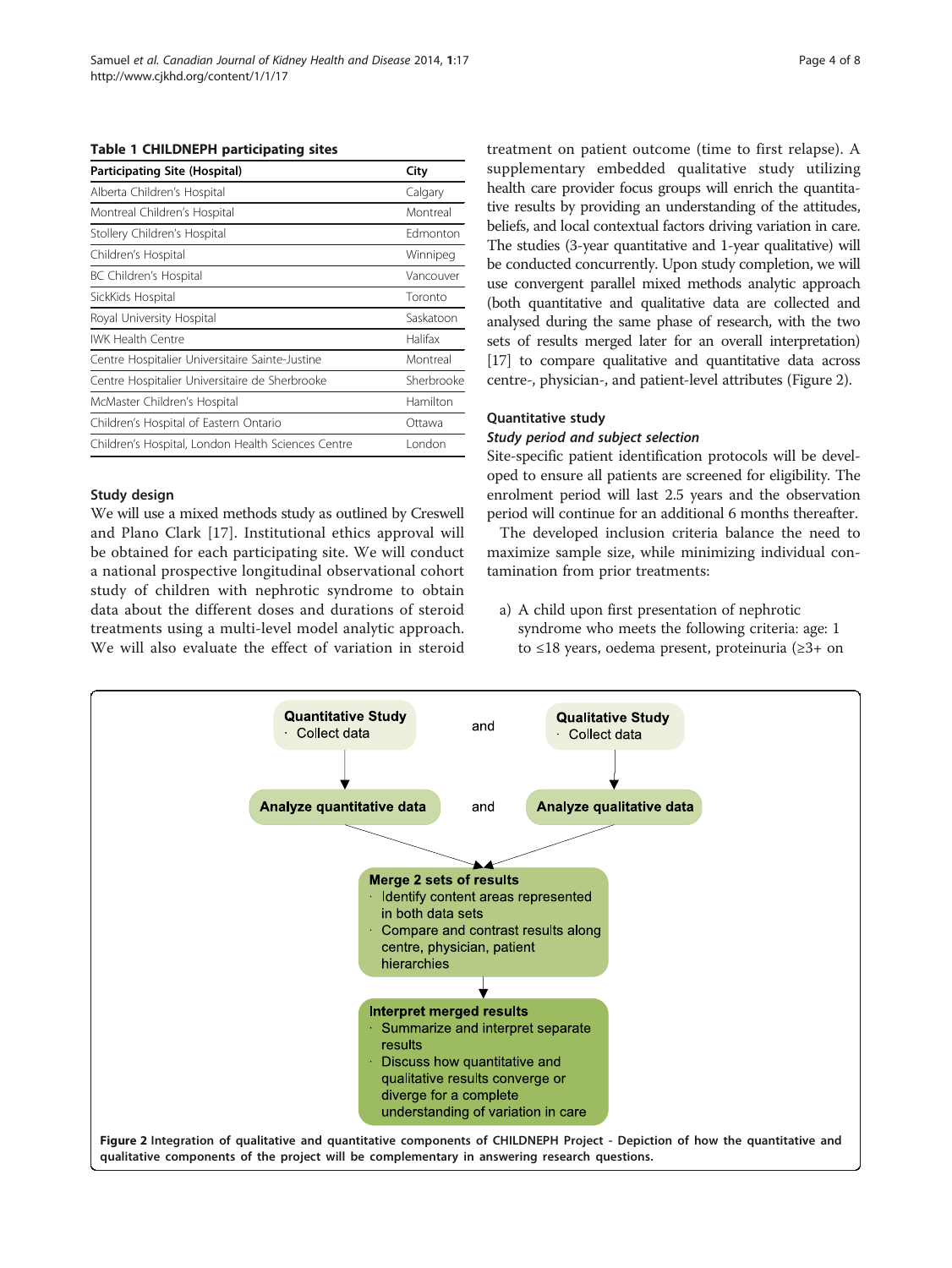**Table 1 CHILDNEPH participating sites**

| Participating Site (Hospital) | City |
|---|---|
| Alberta Children's Hospital | Calgary |
| Montreal Children's Hospital | Montreal |
| Stollery Children's Hospital | Edmonton |
| Children's Hospital | Winnipeg |
| BC Children's Hospital | Vancouver |
| SickKids Hospital | Toronto |
| Royal University Hospital | Saskatoon |
| IWK Health Centre | Halifax |
| Centre Hospitalier Universitaire Sainte-Justine | Montreal |
| Centre Hospitalier Universitaire de Sherbrooke | Sherbrooke |
| McMaster Children's Hospital | Hamilton |
| Children's Hospital of Eastern Ontario | Ottawa |
| Children's Hospital, London Health Sciences Centre | London |

### Study design

We will use a mixed methods study as outlined by Creswell and Plano Clark [17]. Institutional ethics approval will be obtained for each participating site. We will conduct a national prospective longitudinal observational cohort study of children with nephrotic syndrome to obtain data about the different doses and durations of steroid treatments using a multi-level model analytic approach. We will also evaluate the effect of variation in steroid treatment on patient outcome (time to first relapse). A supplementary embedded qualitative study utilizing health care provider focus groups will enrich the quantitative results by providing an understanding of the attitudes, beliefs, and local contextual factors driving variation in care. The studies (3-year quantitative and 1-year qualitative) will be conducted concurrently. Upon study completion, we will use convergent parallel mixed methods analytic approach (both quantitative and qualitative data are collected and analysed during the same phase of research, with the two sets of results merged later for an overall interpretation) [17] to compare qualitative and quantitative data across centre-, physician-, and patient-level attributes (Figure 2).

### Quantitative study

#### *Study period and subject selection*

Site-specific patient identification protocols will be developed to ensure all patients are screened for eligibility. The enrolment period will last 2.5 years and the observation period will continue for an additional 6 months thereafter.

The developed inclusion criteria balance the need to maximize sample size, while minimizing individual contamination from prior treatments:

a) A child upon first presentation of nephrotic syndrome who meets the following criteria: age: 1 to ≤18 years, oedema present, proteinuria (≥3+ on

**Figure 2 Integration of qualitative and quantitative components of CHILDNEPH Project - Depiction of how the quantitative and qualitative components of the project will be complementary in answering research questions.**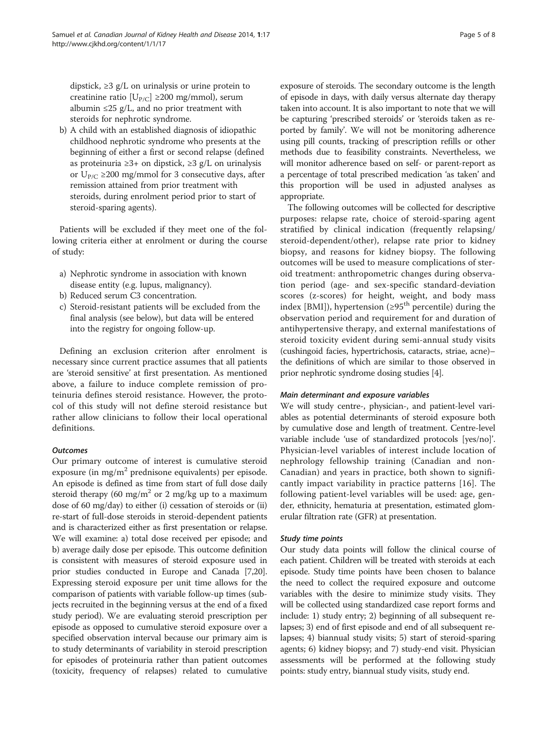dipstick, ≥3 g/L on urinalysis or urine protein to creatinine ratio [$U_{P/C}$] ≥200 mg/mmol), serum albumin ≤25 g/L, and no prior treatment with steroids for nephrotic syndrome.

b) A child with an established diagnosis of idiopathic childhood nephrotic syndrome who presents at the beginning of either a first or second relapse (defined as proteinuria ≥3+ on dipstick, ≥3 g/L on urinalysis or $U_{P/C}$ ≥200 mg/mmol for 3 consecutive days, after remission attained from prior treatment with steroids, during enrolment period prior to start of steroid-sparing agents).

Patients will be excluded if they meet one of the following criteria either at enrolment or during the course of study:

a) Nephrotic syndrome in association with known disease entity (e.g. lupus, malignancy).
b) Reduced serum C3 concentration.
c) Steroid-resistant patients will be excluded from the final analysis (see below), but data will be entered into the registry for ongoing follow-up.

Defining an exclusion criterion after enrolment is necessary since current practice assumes that all patients are 'steroid sensitive' at first presentation. As mentioned above, a failure to induce complete remission of proteinuria defines steroid resistance. However, the protocol of this study will not define steroid resistance but rather allow clinicians to follow their local operational definitions.

#### *Outcomes*

Our primary outcome of interest is cumulative steroid exposure (in mg/m$^2$ prednisone equivalents) per episode. An episode is defined as time from start of full dose daily steroid therapy (60 mg/m$^2$ or 2 mg/kg up to a maximum dose of 60 mg/day) to either (i) cessation of steroids or (ii) re-start of full-dose steroids in steroid-dependent patients and is characterized either as first presentation or relapse. We will examine: a) total dose received per episode; and b) average daily dose per episode. This outcome definition is consistent with measures of steroid exposure used in prior studies conducted in Europe and Canada [7,20]. Expressing steroid exposure per unit time allows for the comparison of patients with variable follow-up times (subjects recruited in the beginning versus at the end of a fixed study period). We are evaluating steroid prescription per episode as opposed to cumulative steroid exposure over a specified observation interval because our primary aim is to study determinants of variability in steroid prescription for episodes of proteinuria rather than patient outcomes (toxicity, frequency of relapses) related to cumulative exposure of steroids. The secondary outcome is the length of episode in days, with daily versus alternate day therapy taken into account. It is also important to note that we will be capturing 'prescribed steroids' or 'steroids taken as reported by family'. We will not be monitoring adherence using pill counts, tracking of prescription refills or other methods due to feasibility constraints. Nevertheless, we will monitor adherence based on self- or parent-report as a percentage of total prescribed medication 'as taken' and this proportion will be used in adjusted analyses as appropriate.

The following outcomes will be collected for descriptive purposes: relapse rate, choice of steroid-sparing agent stratified by clinical indication (frequently relapsing/steroid-dependent/other), relapse rate prior to kidney biopsy, and reasons for kidney biopsy. The following outcomes will be used to measure complications of steroid treatment: anthropometric changes during observation period (age- and sex-specific standard-deviation scores (z-scores) for height, weight, and body mass index [BMI]), hypertension (≥95$^{th}$ percentile) during the observation period and requirement for and duration of antihypertensive therapy, and external manifestations of steroid toxicity evident during semi-annual study visits (cushingoid facies, hypertrichosis, cataracts, striae, acne)– the definitions of which are similar to those observed in prior nephrotic syndrome dosing studies [4].

#### *Main determinant and exposure variables*

We will study centre-, physician-, and patient-level variables as potential determinants of steroid exposure both by cumulative dose and length of treatment. Centre-level variable include 'use of standardized protocols [yes/no]'. Physician-level variables of interest include location of nephrology fellowship training (Canadian and non-Canadian) and years in practice, both shown to significantly impact variability in practice patterns [16]. The following patient-level variables will be used: age, gender, ethnicity, hematuria at presentation, estimated glomerular filtration rate (GFR) at presentation.

#### *Study time points*

Our study data points will follow the clinical course of each patient. Children will be treated with steroids at each episode. Study time points have been chosen to balance the need to collect the required exposure and outcome variables with the desire to minimize study visits. They will be collected using standardized case report forms and include: 1) study entry; 2) beginning of all subsequent relapses; 3) end of first episode and end of all subsequent relapses; 4) biannual study visits; 5) start of steroid-sparing agents; 6) kidney biopsy; and 7) study-end visit. Physician assessments will be performed at the following study points: study entry, biannual study visits, study end.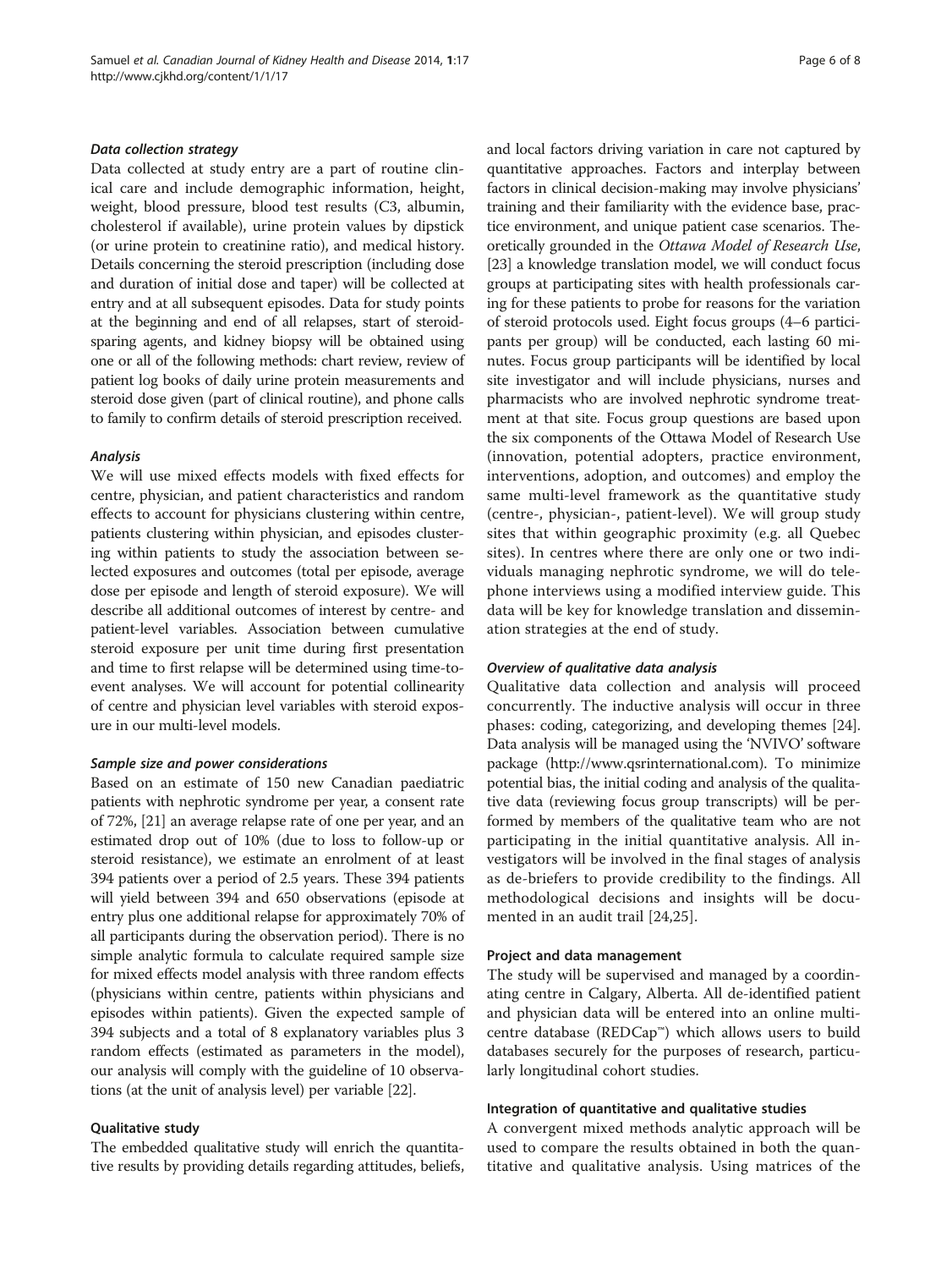#### *Data collection strategy*

Data collected at study entry are a part of routine clinical care and include demographic information, height, weight, blood pressure, blood test results (C3, albumin, cholesterol if available), urine protein values by dipstick (or urine protein to creatinine ratio), and medical history. Details concerning the steroid prescription (including dose and duration of initial dose and taper) will be collected at entry and at all subsequent episodes. Data for study points at the beginning and end of all relapses, start of steroid-sparing agents, and kidney biopsy will be obtained using one or all of the following methods: chart review, review of patient log books of daily urine protein measurements and steroid dose given (part of clinical routine), and phone calls to family to confirm details of steroid prescription received.

#### *Analysis*

We will use mixed effects models with fixed effects for centre, physician, and patient characteristics and random effects to account for physicians clustering within centre, patients clustering within physician, and episodes clustering within patients to study the association between selected exposures and outcomes (total per episode, average dose per episode and length of steroid exposure). We will describe all additional outcomes of interest by centre- and patient-level variables. Association between cumulative steroid exposure per unit time during first presentation and time to first relapse will be determined using time-to-event analyses. We will account for potential collinearity of centre and physician level variables with steroid exposure in our multi-level models.

#### *Sample size and power considerations*

Based on an estimate of 150 new Canadian paediatric patients with nephrotic syndrome per year, a consent rate of 72%, [21] an average relapse rate of one per year, and an estimated drop out of 10% (due to loss to follow-up or steroid resistance), we estimate an enrolment of at least 394 patients over a period of 2.5 years. These 394 patients will yield between 394 and 650 observations (episode at entry plus one additional relapse for approximately 70% of all participants during the observation period). There is no simple analytic formula to calculate required sample size for mixed effects model analysis with three random effects (physicians within centre, patients within physicians and episodes within patients). Given the expected sample of 394 subjects and a total of 8 explanatory variables plus 3 random effects (estimated as parameters in the model), our analysis will comply with the guideline of 10 observations (at the unit of analysis level) per variable [22].

### Qualitative study

The embedded qualitative study will enrich the quantitative results by providing details regarding attitudes, beliefs, and local factors driving variation in care not captured by quantitative approaches. Factors and interplay between factors in clinical decision-making may involve physicians' training and their familiarity with the evidence base, practice environment, and unique patient case scenarios. Theoretically grounded in the *Ottawa Model of Research Use*, [23] a knowledge translation model, we will conduct focus groups at participating sites with health professionals caring for these patients to probe for reasons for the variation of steroid protocols used. Eight focus groups (4–6 participants per group) will be conducted, each lasting 60 minutes. Focus group participants will be identified by local site investigator and will include physicians, nurses and pharmacists who are involved nephrotic syndrome treatment at that site. Focus group questions are based upon the six components of the Ottawa Model of Research Use (innovation, potential adopters, practice environment, interventions, adoption, and outcomes) and employ the same multi-level framework as the quantitative study (centre-, physician-, patient-level). We will group study sites that within geographic proximity (e.g. all Quebec sites). In centres where there are only one or two individuals managing nephrotic syndrome, we will do telephone interviews using a modified interview guide. This data will be key for knowledge translation and dissemination strategies at the end of study.

#### *Overview of qualitative data analysis*

Qualitative data collection and analysis will proceed concurrently. The inductive analysis will occur in three phases: coding, categorizing, and developing themes [24]. Data analysis will be managed using the 'NVIVO' software package (http://www.qsrinternational.com). To minimize potential bias, the initial coding and analysis of the qualitative data (reviewing focus group transcripts) will be performed by members of the qualitative team who are not participating in the initial quantitative analysis. All investigators will be involved in the final stages of analysis as de-briefers to provide credibility to the findings. All methodological decisions and insights will be documented in an audit trail [24,25].

### Project and data management

The study will be supervised and managed by a coordinating centre in Calgary, Alberta. All de-identified patient and physician data will be entered into an online multi-centre database (REDCap™) which allows users to build databases securely for the purposes of research, particularly longitudinal cohort studies.

### Integration of quantitative and qualitative studies

A convergent mixed methods analytic approach will be used to compare the results obtained in both the quantitative and qualitative analysis. Using matrices of the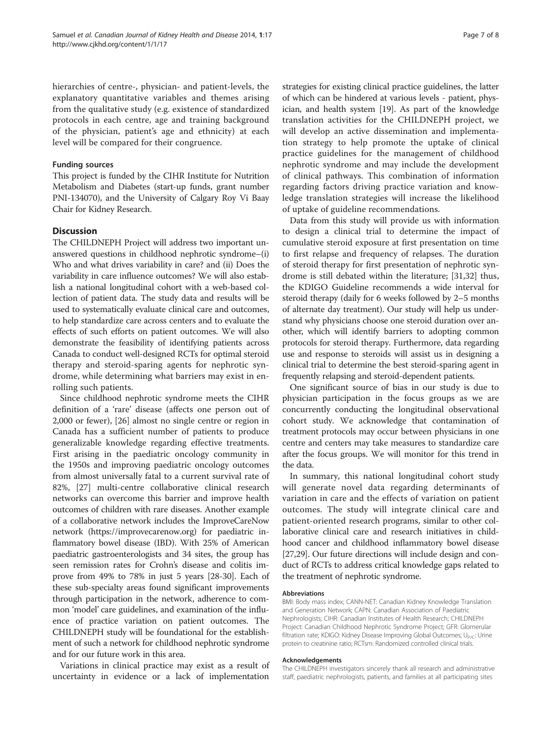hierarchies of centre-, physician- and patient-levels, the explanatory quantitative variables and themes arising from the qualitative study (e.g. existence of standardized protocols in each centre, age and training background of the physician, patient's age and ethnicity) at each level will be compared for their congruence.

#### Funding sources

This project is funded by the CIHR Institute for Nutrition Metabolism and Diabetes (start-up funds, grant number PNI-134070), and the University of Calgary Roy Vi Baay Chair for Kidney Research.

## Discussion

The CHILDNEPH Project will address two important unanswered questions in childhood nephrotic syndrome–(i) Who and what drives variability in care? and (ii) Does the variability in care influence outcomes? We will also establish a national longitudinal cohort with a web-based collection of patient data. The study data and results will be used to systematically evaluate clinical care and outcomes, to help standardize care across centers and to evaluate the effects of such efforts on patient outcomes. We will also demonstrate the feasibility of identifying patients across Canada to conduct well-designed RCTs for optimal steroid therapy and steroid-sparing agents for nephrotic syndrome, while determining what barriers may exist in enrolling such patients.

Since childhood nephrotic syndrome meets the CIHR definition of a 'rare' disease (affects one person out of 2,000 or fewer), [26] almost no single centre or region in Canada has a sufficient number of patients to produce generalizable knowledge regarding effective treatments. First arising in the paediatric oncology community in the 1950s and improving paediatric oncology outcomes from almost universally fatal to a current survival rate of 82%, [27] multi-centre collaborative clinical research networks can overcome this barrier and improve health outcomes of children with rare diseases. Another example of a collaborative network includes the ImproveCareNow network (https://improvecarenow.org) for paediatric inflammatory bowel disease (IBD). With 25% of American paediatric gastroenterologists and 34 sites, the group has seen remission rates for Crohn's disease and colitis improve from 49% to 78% in just 5 years [28-30]. Each of these sub-specialty areas found significant improvements through participation in the network, adherence to common 'model' care guidelines, and examination of the influence of practice variation on patient outcomes. The CHILDNEPH study will be foundational for the establishment of such a network for childhood nephrotic syndrome and for our future work in this area.

Variations in clinical practice may exist as a result of uncertainty in evidence or a lack of implementation strategies for existing clinical practice guidelines, the latter of which can be hindered at various levels - patient, physician, and health system [19]. As part of the knowledge translation activities for the CHILDNEPH project, we will develop an active dissemination and implementation strategy to help promote the uptake of clinical practice guidelines for the management of childhood nephrotic syndrome and may include the development of clinical pathways. This combination of information regarding factors driving practice variation and knowledge translation strategies will increase the likelihood of uptake of guideline recommendations.

Data from this study will provide us with information to design a clinical trial to determine the impact of cumulative steroid exposure at first presentation on time to first relapse and frequency of relapses. The duration of steroid therapy for first presentation of nephrotic syndrome is still debated within the literature; [31,32] thus, the KDIGO Guideline recommends a wide interval for steroid therapy (daily for 6 weeks followed by 2–5 months of alternate day treatment). Our study will help us understand why physicians choose one steroid duration over another, which will identify barriers to adopting common protocols for steroid therapy. Furthermore, data regarding use and response to steroids will assist us in designing a clinical trial to determine the best steroid-sparing agent in frequently relapsing and steroid-dependent patients.

One significant source of bias in our study is due to physician participation in the focus groups as we are concurrently conducting the longitudinal observational cohort study. We acknowledge that contamination of treatment protocols may occur between physicians in one centre and centers may take measures to standardize care after the focus groups. We will monitor for this trend in the data.

In summary, this national longitudinal cohort study will generate novel data regarding determinants of variation in care and the effects of variation on patient outcomes. The study will integrate clinical care and patient-oriented research programs, similar to other collaborative clinical care and research initiatives in childhood cancer and childhood inflammatory bowel disease [27,29]. Our future directions will include design and conduct of RCTs to address critical knowledge gaps related to the treatment of nephrotic syndrome.

#### Abbreviations

BMI: Body mass index; CANN-NET: Canadian Kidney Knowledge Translation and Generation Network; CAPN: Canadian Association of Paediatric Nephrologists; CIHR: Canadian Institutes of Health Research; CHILDNEPH Project: Canadian Childhood Nephrotic Syndrome Project; GFR: Glomerular filtration rate; KDIGO: Kidney Disease Improving Global Outcomes; $U_{P/C}$: Urine protein to creatinine ratio; RCTsm: Randomized controlled clinical trials.

#### Acknowledgements

The CHILDNEPH investigators sincerely thank all research and administrative staff, paediatric nephrologists, patients, and families at all participating sites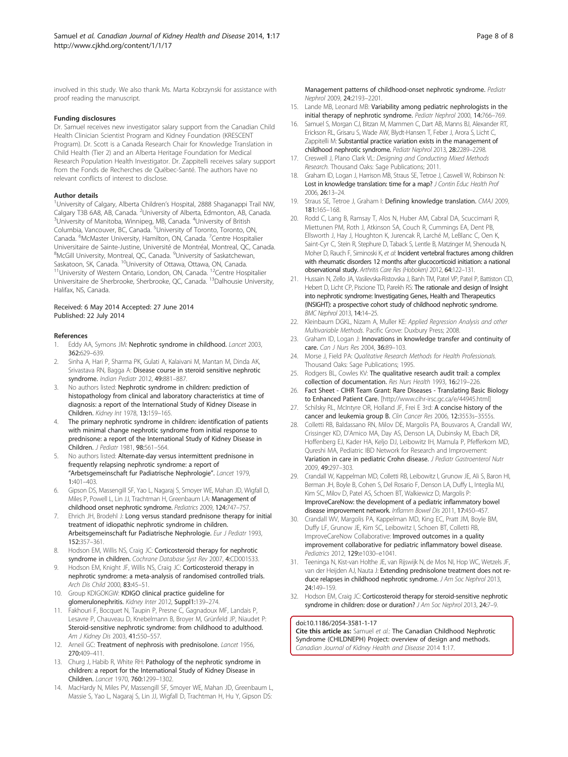involved in this study. We also thank Ms. Marta Kobrzynski for assistance with proof reading the manuscript.

#### Funding disclosures

Dr. Samuel receives new investigator salary support from the Canadian Child Health Clinician Scientist Program and Kidney Foundation (KRESCENT Program). Dr. Scott is a Canada Research Chair for Knowledge Translation in Child Health (Tier 2) and an Alberta Heritage Foundation for Medical Research Population Health Investigator. Dr. Zappitelli receives salary support from the Fonds de Recherches de Québec-Santé. The authors have no relevant conflicts of interest to disclose.

#### Author details

[1]University of Calgary, Alberta Children's Hospital, 2888 Shaganappi Trail NW, Calgary T3B 6A8, AB, Canada. [2]University of Alberta, Edmonton, AB, Canada. [3]University of Manitoba, Winnipeg, MB, Canada. [4]University of British Columbia, Vancouver, BC, Canada. [5]University of Toronto, Toronto, ON, Canada. [6]McMaster University, Hamilton, ON, Canada. [7]Centre Hospitalier Universitaire de Sainte-Justine, Université de Montréal, Montreal, QC, Canada. [8]McGill University, Montreal, QC, Canada. [9]University of Saskatchewan, Saskatoon, SK, Canada. [10]University of Ottawa, Ottawa, ON, Canada. [11]University of Western Ontario, London, ON, Canada. [12]Centre Hospitalier Universitaire de Sherbrooke, Sherbrooke, QC, Canada. [13]Dalhousie University, Halifax, NS, Canada.

Received: 6 May 2014 Accepted: 27 June 2014
Published: 22 July 2014

#### References

1. Eddy AA, Symons JM: **Nephrotic syndrome in childhood.** *Lancet* 2003, **362:**629–639.
2. Sinha A, Hari P, Sharma PK, Gulati A, Kalaivani M, Mantan M, Dinda AK, Srivastava RN, Bagga A: **Disease course in steroid sensitive nephrotic syndrome.** *Indian Pediatr* 2012, **49:**881–887.
3. No authors listed: **Nephrotic syndrome in children: prediction of histopathology from clinical and laboratory characteristics at time of diagnosis: a report of the International Study of Kidney Disease in Children.** *Kidney Int* 1978, **13:**159–165.
4. **The primary nephrotic syndrome in children: identification of patients with minimal change nephrotic syndrome from initial response to prednisone: a report of the International Study of Kidney Disease in Children.** *J Pediatr* 1981, **98:**561–564.
5. No authors listed: **Alternate-day versus intermittent prednisone in frequently relapsing nephrotic syndrome: a report of "Arbetsgemeinschaft fur Padiatrische Nephrologie".** *Lancet* 1979, **1:**401–403.
6. Gipson DS, Massengill SF, Yao L, Nagaraj S, Smoyer WE, Mahan JD, Wigfall D, Miles P, Powell L, Lin JJ, Trachtman H, Greenbaum LA: **Management of childhood onset nephrotic syndrome.** *Pediatrics* 2009, **124:**747–757.
7. Ehrich JH, Brodehl J: **Long versus standard prednisone therapy for initial treatment of idiopathic nephrotic syndrome in children. Arbeitsgemeinschaft fur Padiatrische Nephrologie.** *Eur J Pediatr* 1993, **152:**357–361.
8. Hodson EM, Willis NS, Craig JC: **Corticosteroid therapy for nephrotic syndrome in children.** *Cochrane Database Syst Rev* 2007, **4:**CD001533.
9. Hodson EM, Knight JF, Willis NS, Craig JC: **Corticosteroid therapy in nephrotic syndrome: a meta-analysis of randomised controlled trials.** *Arch Dis Child* 2000, **83:**45–51.
10. Group KDIGOKGW: **KDIGO clinical practice guideline for glomerulonephritis.** *Kidney Inter* 2012, **Suppl1:**139–274.
11. Fakhouri F, Bocquet N, Taupin P, Presne C, Gagnadoux MF, Landais P, Lesavre P, Chauveau D, Knebelmann B, Broyer M, Grünfeld JP, Niaudet P: **Steroid-sensitive nephrotic syndrome: from childhood to adulthood.** *Am J Kidney Dis* 2003, **41:**550–557.
12. Arneil GC: **Treatment of nephrosis with prednisolone.** *Lancet* 1956, **270:**409–411.
13. Churg J, Habib R, White RH: **Pathology of the nephrotic syndrome in children: a report for the International Study of Kidney Disease in Children.** *Lancet* 1970, **760:**1299–1302.
14. MacHardy N, Miles PV, Massengill SF, Smoyer WE, Mahan JD, Greenbaum L, Massie S, Yao L, Nagaraj S, Lin JJ, Wigfall D, Trachtman H, Hu Y, Gipson DS: **Management patterns of childhood-onset nephrotic syndrome.** *Pediatr Nephrol* 2009, **24:**2193–2201.
15. Lande MB, Leonard MB: **Variability among pediatric nephrologists in the initial therapy of nephrotic syndrome.** *Pediatr Nephrol* 2000, **14:**766–769.
16. Samuel S, Morgan CJ, Bitzan M, Mammen C, Dart AB, Manns BJ, Alexander RT, Erickson RL, Grisaru S, Wade AW, Blydt-Hansen T, Feber J, Arora S, Licht C, Zappitelli M: **Substantial practice variation exists in the management of childhood nephrotic syndrome.** *Pediatr Nephrol* 2013, **28:**2289–2298.
17. Creswell J, Plano Clark VL: *Designing and Conducting Mixed Methods Research.* Thousand Oaks: Sage Publications; 2011.
18. Graham ID, Logan J, Harrison MB, Straus SE, Tetroe J, Caswell W, Robinson N: **Lost in knowledge translation: time for a map?** *J Contin Educ Health Prof* 2006, **26:**13–24.
19. Straus SE, Tetroe J, Graham I: **Defining knowledge translation.** *CMAJ* 2009, **181:**165–168.
20. Rodd C, Lang B, Ramsay T, Alos N, Huber AM, Cabral DA, Scuccimarri R, Miettunen PM, Roth J, Atkinson SA, Couch R, Cummings EA, Dent PB, Ellsworth J, Hay J, Houghton K, Jurencak R, Larché M, LeBlanc C, Oen K, Saint-Cyr C, Stein R, Stephure D, Taback S, Lentle B, Matzinger M, Shenouda N, Moher D, Rauch F, Siminoski K, *et al*: **Incident vertebral fractures among children with rheumatic disorders 12 months after glucocorticoid initiation: a national observational study.** *Arthritis Care Res (Hoboken)* 2012, **64:**122–131.
21. Hussain N, Zello JA, Vasilevska-Ristovska J, Banh TM, Patel VP, Patel P, Battiston CD, Hebert D, Licht CP, Piscione TD, Parekh RS: **The rationale and design of Insight into nephrotic syndrome: Investigating Genes, Health and Therapeutics (INSIGHT): a prospective cohort study of childhood nephrotic syndrome.** *BMC Nephrol* 2013, **14:**14–25.
22. Kleinbaum DGKL, Nizam A, Muller KE: *Applied Regression Analysis and other Multivariable Methods.* Pacific Grove: Duxbury Press; 2008.
23. Graham ID, Logan J: **Innovations in knowledge transfer and continuity of care.** *Can J Nurs Res* 2004, **36:**89–103.
24. Morse J, Field PA: *Qualitative Research Methods for Health Professionals.* Thousand Oaks: Sage Publications; 1995.
25. Rodgers BL, Cowles KV: **The qualitative research audit trail: a complex collection of documentation.** *Res Nurs Health* 1993, **16:**219–226.
26. **Fact Sheet - CIHR Team Grant: Rare Diseases - Translating Basic Biology to Enhanced Patient Care.** [http://www.cihr-irsc.gc.ca/e/44945.html]
27. Schilsky RL, McIntyre OR, Holland JF, Frei E 3rd: **A concise history of the cancer and leukemia group B.** *Clin Cancer Res* 2006, **12:**3553s–3555s.
28. Colletti RB, Baldassano RN, Milov DE, Margolis PA, Bousvaros A, Crandall WV, Crissinger KD, D'Amico MA, Day AS, Denson LA, Dubinsky M, Ebach DR, Hoffenberg EJ, Kader HA, Keljo DJ, Leibowitz IH, Mamula P, Pfefferkorn MD, Qureshi MA, Pediatric IBD Network for Research and Improvement: **Variation in care in pediatric Crohn disease.** *J Pediatr Gastroenterol Nutr* 2009, **49:**297–303.
29. Crandall W, Kappelman MD, Colletti RB, Leibowitz I, Grunow JE, Ali S, Baron HI, Berman JH, Boyle B, Cohen S, Del Rosario F, Denson LA, Duffy L, Integlia MJ, Kim SC, Milov D, Patel AS, Schoen BT, Walkiewicz D, Margolis P: **ImproveCareNow: the development of a pediatric inflammatory bowel disease improvement network.** *Inflamm Bowel Dis* 2011, **17:**450–457.
30. Crandall WV, Margolis PA, Kappelman MD, King EC, Pratt JM, Boyle BM, Duffy LF, Grunow JE, Kim SC, Leibowitz I, Schoen BT, Colletti RB, ImproveCareNow Collaborative: **Improved outcomes in a quality improvement collaborative for pediatric inflammatory bowel disease.** *Pediatrics* 2012, **129:**e1030–e1041.
31. Teeninga N, Kist-van Holthe JE, van Rijswijk N, de Mos NI, Hop WC, Wetzels JF, van der Heijden AJ, Nauta J: **Extending prednisolone treatment does not reduce relapses in childhood nephrotic syndrome.** *J Am Soc Nephrol* 2013, **24:**149–159.
32. Hodson EM, Craig JC: **Corticosteroid therapy for steroid-sensitive nephrotic syndrome in children: dose or duration?** *J Am Soc Nephrol* 2013, **24:**7–9.

doi:10.1186/2054-3581-1-17

**Cite this article as:** Samuel *et al.*: The Canadian Childhood Nephrotic Syndrome (CHILDNEPH) Project: overview of design and methods. *Canadian Journal of Kidney Health and Disease* 2014 **1**:17.